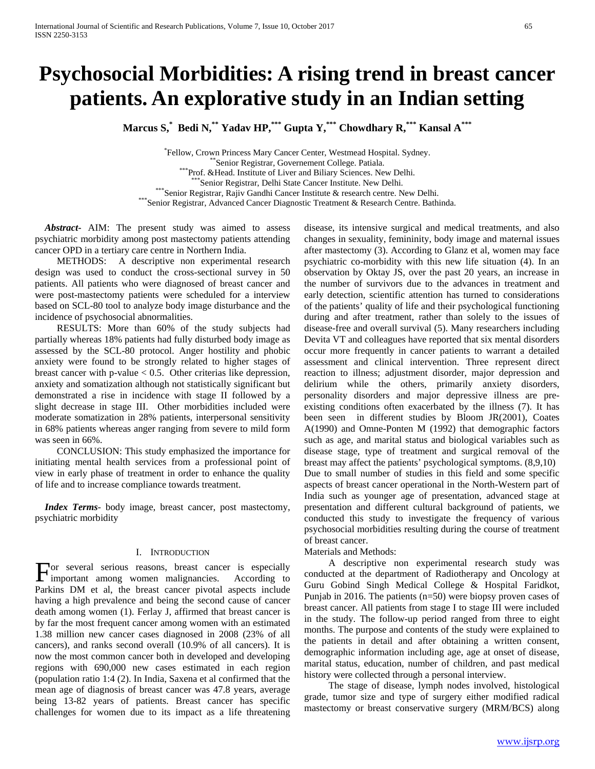# Psychosocial Morbidities: A rising trend in breast cancer patients. An explorative study in an Indian setting

**Marcus S,[*] Bedi N,[**] Yadav HP,[***] Gupta Y,[***] Chowdhary R,[***] Kansal A[***]**

[*]Fellow, Crown Princess Mary Cancer Center, Westmead Hospital. Sydney.
[**]Senior Registrar, Governement College. Patiala.
[***]Prof. &Head. Institute of Liver and Biliary Sciences. New Delhi.
[***]Senior Registrar, Delhi State Cancer Institute. New Delhi.
[***]Senior Registrar, Rajiv Gandhi Cancer Institute & research centre. New Delhi.
[***]Senior Registrar, Advanced Cancer Diagnostic Treatment & Research Centre. Bathinda.

***Abstract-*** AIM: The present study was aimed to assess psychiatric morbidity among post mastectomy patients attending cancer OPD in a tertiary care centre in Northern India.

METHODS: A descriptive non experimental research design was used to conduct the cross-sectional survey in 50 patients. All patients who were diagnosed of breast cancer and were post-mastectomy patients were scheduled for a interview based on SCL-80 tool to analyze body image disturbance and the incidence of psychosocial abnormalities.

RESULTS: More than 60% of the study subjects had partially whereas 18% patients had fully disturbed body image as assessed by the SCL-80 protocol. Anger hostility and phobic anxiety were found to be strongly related to higher stages of breast cancer with p-value < 0.5. Other criterias like depression, anxiety and somatization although not statistically significant but demonstrated a rise in incidence with stage II followed by a slight decrease in stage III. Other morbidities included were moderate somatization in 28% patients, interpersonal sensitivity in 68% patients whereas anger ranging from severe to mild form was seen in 66%.

CONCLUSION: This study emphasized the importance for initiating mental health services from a professional point of view in early phase of treatment in order to enhance the quality of life and to increase compliance towards treatment.

***Index Terms*-** body image, breast cancer, post mastectomy, psychiatric morbidity

## I. Introduction

For several serious reasons, breast cancer is especially important among women malignancies. According to Parkins DM et al, the breast cancer pivotal aspects include having a high prevalence and being the second cause of cancer death among women (1). Ferlay J, affirmed that breast cancer is by far the most frequent cancer among women with an estimated 1.38 million new cancer cases diagnosed in 2008 (23% of all cancers), and ranks second overall (10.9% of all cancers). It is now the most common cancer both in developed and developing regions with 690,000 new cases estimated in each region (population ratio 1:4 (2). In India, Saxena et al confirmed that the mean age of diagnosis of breast cancer was 47.8 years, average being 13-82 years of patients. Breast cancer has specific challenges for women due to its impact as a life threatening disease, its intensive surgical and medical treatments, and also changes in sexuality, femininity, body image and maternal issues after mastectomy (3). According to Glanz et al, women may face psychiatric co-morbidity with this new life situation (4). In an observation by Oktay JS, over the past 20 years, an increase in the number of survivors due to the advances in treatment and early detection, scientific attention has turned to considerations of the patients' quality of life and their psychological functioning during and after treatment, rather than solely to the issues of disease-free and overall survival (5). Many researchers including Devita VT and colleagues have reported that six mental disorders occur more frequently in cancer patients to warrant a detailed assessment and clinical intervention. Three represent direct reaction to illness; adjustment disorder, major depression and delirium while the others, primarily anxiety disorders, personality disorders and major depressive illness are pre-existing conditions often exacerbated by the illness (7). It has been seen in different studies by Bloom JR(2001), Coates A(1990) and Omne-Ponten M (1992) that demographic factors such as age, and marital status and biological variables such as disease stage, type of treatment and surgical removal of the breast may affect the patients' psychological symptoms. (8,9,10)
Due to small number of studies in this field and some specific aspects of breast cancer operational in the North-Western part of India such as younger age of presentation, advanced stage at presentation and different cultural background of patients, we conducted this study to investigate the frequency of various psychosocial morbidities resulting during the course of treatment of breast cancer.

Materials and Methods:

A descriptive non experimental research study was conducted at the department of Radiotherapy and Oncology at Guru Gobind Singh Medical College & Hospital Faridkot, Punjab in 2016. The patients (n=50) were biopsy proven cases of breast cancer. All patients from stage I to stage III were included in the study. The follow-up period ranged from three to eight months. The purpose and contents of the study were explained to the patients in detail and after obtaining a written consent, demographic information including age, age at onset of disease, marital status, education, number of children, and past medical history were collected through a personal interview.

The stage of disease, lymph nodes involved, histological grade, tumor size and type of surgery either modified radical mastectomy or breast conservative surgery (MRM/BCS) along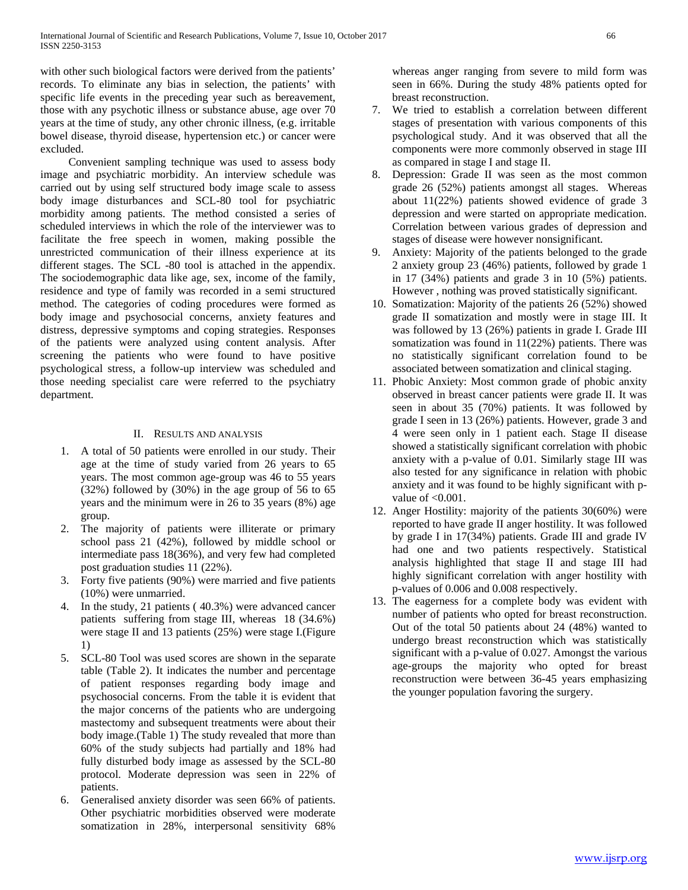with other such biological factors were derived from the patients' records. To eliminate any bias in selection, the patients' with specific life events in the preceding year such as bereavement, those with any psychotic illness or substance abuse, age over 70 years at the time of study, any other chronic illness, (e.g. irritable bowel disease, thyroid disease, hypertension etc.) or cancer were excluded.

Convenient sampling technique was used to assess body image and psychiatric morbidity. An interview schedule was carried out by using self structured body image scale to assess body image disturbances and SCL-80 tool for psychiatric morbidity among patients. The method consisted a series of scheduled interviews in which the role of the interviewer was to facilitate the free speech in women, making possible the unrestricted communication of their illness experience at its different stages. The SCL -80 tool is attached in the appendix. The sociodemographic data like age, sex, income of the family, residence and type of family was recorded in a semi structured method. The categories of coding procedures were formed as body image and psychosocial concerns, anxiety features and distress, depressive symptoms and coping strategies. Responses of the patients were analyzed using content analysis. After screening the patients who were found to have positive psychological stress, a follow-up interview was scheduled and those needing specialist care were referred to the psychiatry department.

## II. Results and Analysis

1. A total of 50 patients were enrolled in our study. Their age at the time of study varied from 26 years to 65 years. The most common age-group was 46 to 55 years (32%) followed by (30%) in the age group of 56 to 65 years and the minimum were in 26 to 35 years (8%) age group.
2. The majority of patients were illiterate or primary school pass 21 (42%), followed by middle school or intermediate pass 18(36%), and very few had completed post graduation studies 11 (22%).
3. Forty five patients (90%) were married and five patients (10%) were unmarried.
4. In the study, 21 patients ( 40.3%) were advanced cancer patients suffering from stage III, whereas 18 (34.6%) were stage II and 13 patients (25%) were stage I.(Figure 1)
5. SCL-80 Tool was used scores are shown in the separate table (Table 2). It indicates the number and percentage of patient responses regarding body image and psychosocial concerns. From the table it is evident that the major concerns of the patients who are undergoing mastectomy and subsequent treatments were about their body image.(Table 1) The study revealed that more than 60% of the study subjects had partially and 18% had fully disturbed body image as assessed by the SCL-80 protocol. Moderate depression was seen in 22% of patients.
6. Generalised anxiety disorder was seen 66% of patients. Other psychiatric morbidities observed were moderate somatization in 28%, interpersonal sensitivity 68% whereas anger ranging from severe to mild form was seen in 66%. During the study 48% patients opted for breast reconstruction.
7. We tried to establish a correlation between different stages of presentation with various components of this psychological study. And it was observed that all the components were more commonly observed in stage III as compared in stage I and stage II.
8. Depression: Grade II was seen as the most common grade 26 (52%) patients amongst all stages. Whereas about 11(22%) patients showed evidence of grade 3 depression and were started on appropriate medication. Correlation between various grades of depression and stages of disease were however nonsignificant.
9. Anxiety: Majority of the patients belonged to the grade 2 anxiety group 23 (46%) patients, followed by grade 1 in 17 (34%) patients and grade 3 in 10 (5%) patients. However , nothing was proved statistically significant.
10. Somatization: Majority of the patients 26 (52%) showed grade II somatization and mostly were in stage III. It was followed by 13 (26%) patients in grade I. Grade III somatization was found in 11(22%) patients. There was no statistically significant correlation found to be associated between somatization and clinical staging.
11. Phobic Anxiety: Most common grade of phobic anxity observed in breast cancer patients were grade II. It was seen in about 35 (70%) patients. It was followed by grade I seen in 13 (26%) patients. However, grade 3 and 4 were seen only in 1 patient each. Stage II disease showed a statistically significant correlation with phobic anxiety with a p-value of 0.01. Similarly stage III was also tested for any significance in relation with phobic anxiety and it was found to be highly significant with p-value of <0.001.
12. Anger Hostility: majority of the patients 30(60%) were reported to have grade II anger hostility. It was followed by grade I in 17(34%) patients. Grade III and grade IV had one and two patients respectively. Statistical analysis highlighted that stage II and stage III had highly significant correlation with anger hostility with p-values of 0.006 and 0.008 respectively.
13. The eagerness for a complete body was evident with number of patients who opted for breast reconstruction. Out of the total 50 patients about 24 (48%) wanted to undergo breast reconstruction which was statistically significant with a p-value of 0.027. Amongst the various age-groups the majority who opted for breast reconstruction were between 36-45 years emphasizing the younger population favoring the surgery.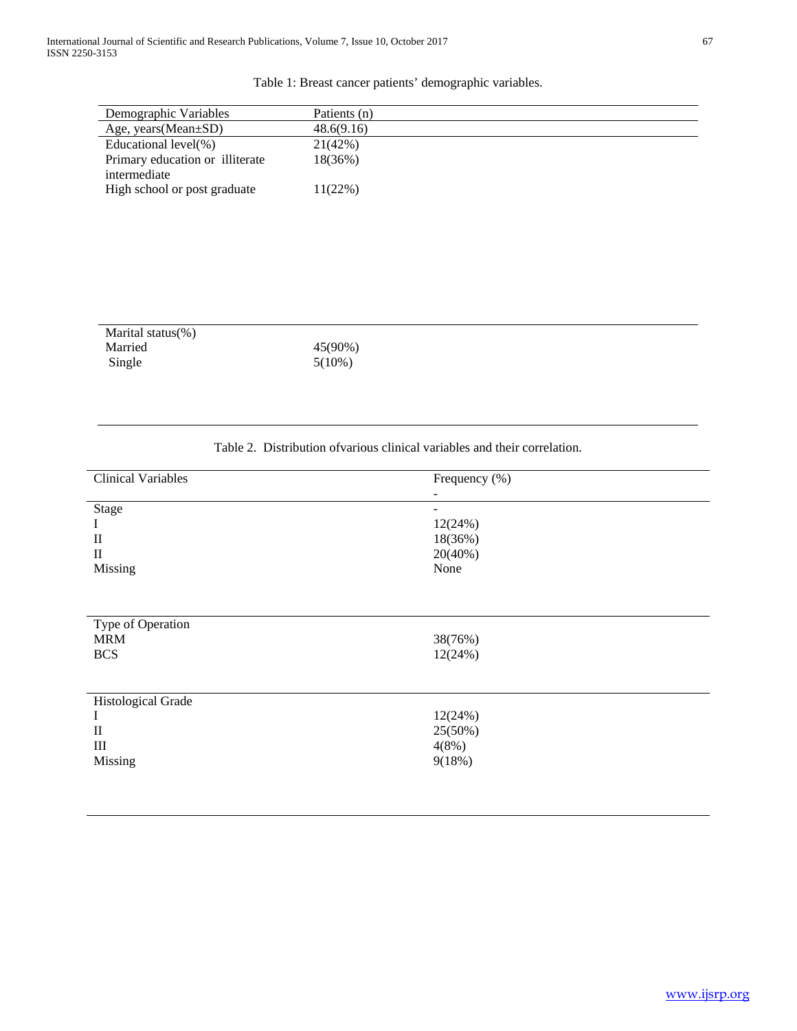Table 1: Breast cancer patients' demographic variables.

| Demographic Variables | Patients (n) |
|---|---|
| Age, years(Mean±SD) | 48.6(9.16) |
| Educational level(%) | 21(42%) |
| Primary education or illiterate | 18(36%) |
| intermediate | |
| High school or post graduate | 11(22%) |
| Marital status(%) | |
| Married | 45(90%) |
| Single | 5(10%) |

Table 2. Distribution ofvarious clinical variables and their correlation.

| Clinical Variables | Frequency (%) |
|---|---|
| | - |
| Stage | - |
| I | 12(24%) |
| II | 18(36%) |
| II | 20(40%) |
| Missing | None |
| Type of Operation | |
| MRM | 38(76%) |
| BCS | 12(24%) |
| Histological Grade | |
| I | 12(24%) |
| II | 25(50%) |
| III | 4(8%) |
| Missing | 9(18%) |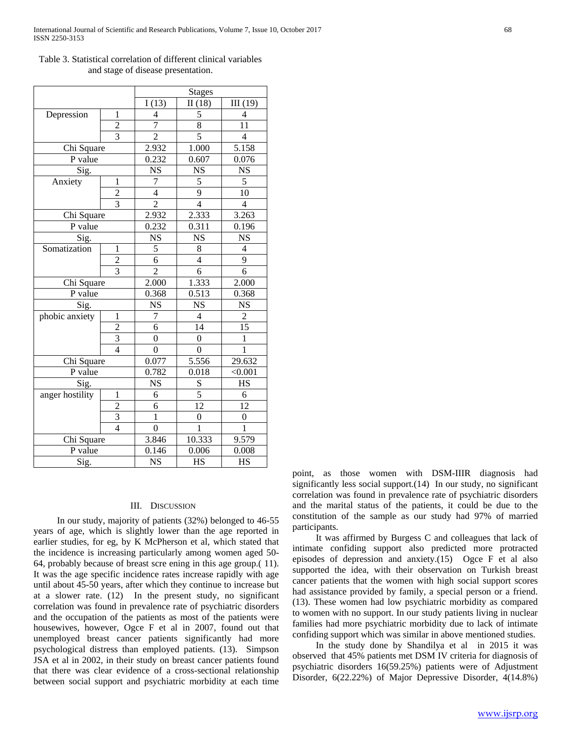Table 3. Statistical correlation of different clinical variables and stage of disease presentation.

| | | Stages | | |
|---|---|---|---|---|
| | | I (13) | II (18) | III (19) |
| Depression | 1 | 4 | 5 | 4 |
| | 2 | 7 | 8 | 11 |
| | 3 | 2 | 5 | 4 |
| Chi Square | | 2.932 | 1.000 | 5.158 |
| P value | | 0.232 | 0.607 | 0.076 |
| Sig. | | NS | NS | NS |
| Anxiety | 1 | 7 | 5 | 5 |
| | 2 | 4 | 9 | 10 |
| | 3 | 2 | 4 | 4 |
| Chi Square | | 2.932 | 2.333 | 3.263 |
| P value | | 0.232 | 0.311 | 0.196 |
| Sig. | | NS | NS | NS |
| Somatization | 1 | 5 | 8 | 4 |
| | 2 | 6 | 4 | 9 |
| | 3 | 2 | 6 | 6 |
| Chi Square | | 2.000 | 1.333 | 2.000 |
| P value | | 0.368 | 0.513 | 0.368 |
| Sig. | | NS | NS | NS |
| phobic anxiety | 1 | 7 | 4 | 2 |
| | 2 | 6 | 14 | 15 |
| | 3 | 0 | 0 | 1 |
| | 4 | 0 | 0 | 1 |
| Chi Square | | 0.077 | 5.556 | 29.632 |
| P value | | 0.782 | 0.018 | <0.001 |
| Sig. | | NS | S | HS |
| anger hostility | 1 | 6 | 5 | 6 |
| | 2 | 6 | 12 | 12 |
| | 3 | 1 | 0 | 0 |
| | 4 | 0 | 1 | 1 |
| Chi Square | | 3.846 | 10.333 | 9.579 |
| P value | | 0.146 | 0.006 | 0.008 |
| Sig. | | NS | HS | HS |

## III. Discussion

In our study, majority of patients (32%) belonged to 46-55 years of age, which is slightly lower than the age reported in earlier studies, for eg, by K McPherson et al, which stated that the incidence is increasing particularly among women aged 50-64, probably because of breast scre ening in this age group.( 11). It was the age specific incidence rates increase rapidly with age until about 45-50 years, after which they continue to increase but at a slower rate. (12) In the present study, no significant correlation was found in prevalence rate of psychiatric disorders and the occupation of the patients as most of the patients were housewives, however, Ogce F et al in 2007, found out that unemployed breast cancer patients significantly had more psychological distress than employed patients. (13). Simpson JSA et al in 2002, in their study on breast cancer patients found that there was clear evidence of a cross-sectional relationship between social support and psychiatric morbidity at each time point, as those women with DSM-IIIR diagnosis had significantly less social support.(14) In our study, no significant correlation was found in prevalence rate of psychiatric disorders and the marital status of the patients, it could be due to the constitution of the sample as our study had 97% of married participants.

It was affirmed by Burgess C and colleagues that lack of intimate confiding support also predicted more protracted episodes of depression and anxiety.(15) Ogce F et al also supported the idea, with their observation on Turkish breast cancer patients that the women with high social support scores had assistance provided by family, a special person or a friend. (13). These women had low psychiatric morbidity as compared to women with no support. In our study patients living in nuclear families had more psychiatric morbidity due to lack of intimate confiding support which was similar in above mentioned studies.

In the study done by Shandilya et al in 2015 it was observed that 45% patients met DSM IV criteria for diagnosis of psychiatric disorders 16(59.25%) patients were of Adjustment Disorder, 6(22.22%) of Major Depressive Disorder, 4(14.8%)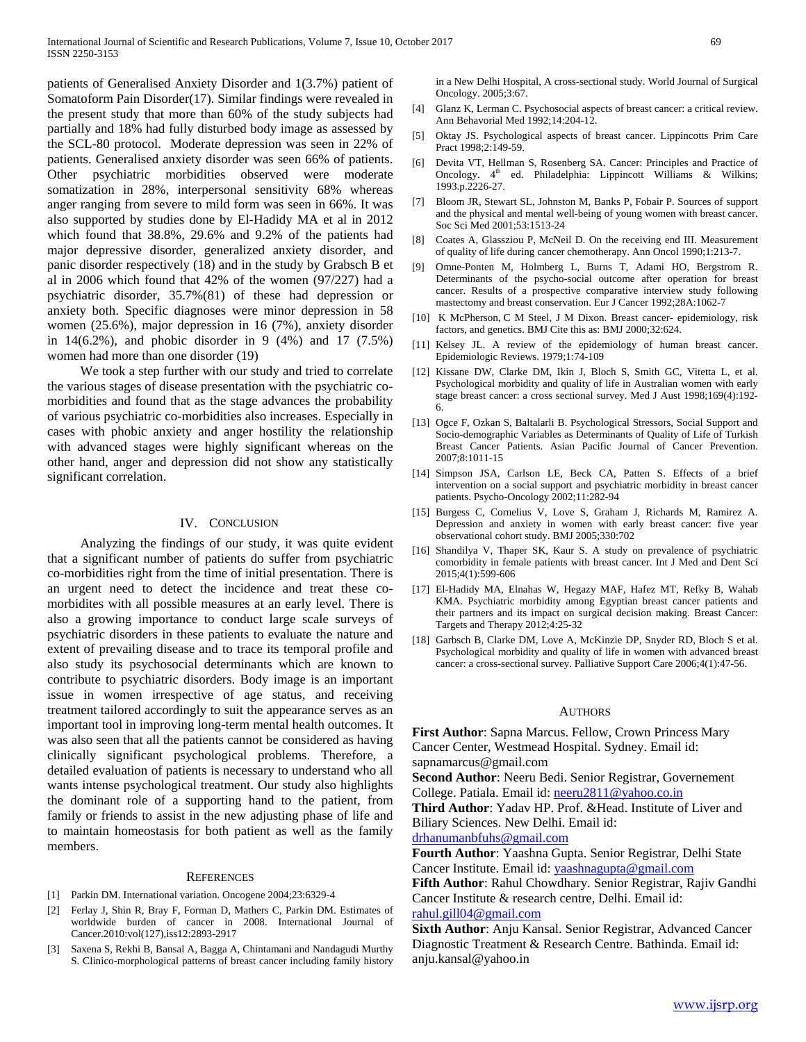patients of Generalised Anxiety Disorder and 1(3.7%) patient of Somatoform Pain Disorder(17). Similar findings were revealed in the present study that more than 60% of the study subjects had partially and 18% had fully disturbed body image as assessed by the SCL-80 protocol. Moderate depression was seen in 22% of patients. Generalised anxiety disorder was seen 66% of patients. Other psychiatric morbidities observed were moderate somatization in 28%, interpersonal sensitivity 68% whereas anger ranging from severe to mild form was seen in 66%. It was also supported by studies done by El-Hadidy MA et al in 2012 which found that 38.8%, 29.6% and 9.2% of the patients had major depressive disorder, generalized anxiety disorder, and panic disorder respectively (18) and in the study by Grabsch B et al in 2006 which found that 42% of the women (97/227) had a psychiatric disorder, 35.7%(81) of these had depression or anxiety both. Specific diagnoses were minor depression in 58 women (25.6%), major depression in 16 (7%), anxiety disorder in 14(6.2%), and phobic disorder in 9 (4%) and 17 (7.5%) women had more than one disorder (19)

We took a step further with our study and tried to correlate the various stages of disease presentation with the psychiatric co-morbidities and found that as the stage advances the probability of various psychiatric co-morbidities also increases. Especially in cases with phobic anxiety and anger hostility the relationship with advanced stages were highly significant whereas on the other hand, anger and depression did not show any statistically significant correlation.

## IV. Conclusion

Analyzing the findings of our study, it was quite evident that a significant number of patients do suffer from psychiatric co-morbidities right from the time of initial presentation. There is an urgent need to detect the incidence and treat these co-morbidites with all possible measures at an early level. There is also a growing importance to conduct large scale surveys of psychiatric disorders in these patients to evaluate the nature and extent of prevailing disease and to trace its temporal profile and also study its psychosocial determinants which are known to contribute to psychiatric disorders. Body image is an important issue in women irrespective of age status, and receiving treatment tailored accordingly to suit the appearance serves as an important tool in improving long-term mental health outcomes. It was also seen that all the patients cannot be considered as having clinically significant psychological problems. Therefore, a detailed evaluation of patients is necessary to understand who all wants intense psychological treatment. Our study also highlights the dominant role of a supporting hand to the patient, from family or friends to assist in the new adjusting phase of life and to maintain homeostasis for both patient as well as the family members.

## References

[1] Parkin DM. International variation. Oncogene 2004;23:6329-4

[2] Ferlay J, Shin R, Bray F, Forman D, Mathers C, Parkin DM. Estimates of worldwide burden of cancer in 2008. International Journal of Cancer.2010:vol(127),iss12:2893-2917

[3] Saxena S, Rekhi B, Bansal A, Bagga A, Chintamani and Nandagudi Murthy S. Clinico-morphological patterns of breast cancer including family history in a New Delhi Hospital, A cross-sectional study. World Journal of Surgical Oncology. 2005;3:67.

[4] Glanz K, Lerman C. Psychosocial aspects of breast cancer: a critical review. Ann Behavorial Med 1992;14:204-12.

[5] Oktay JS. Psychological aspects of breast cancer. Lippincotts Prim Care Pract 1998;2:149-59.

[6] Devita VT, Hellman S, Rosenberg SA. Cancer: Principles and Practice of Oncology. 4th ed. Philadelphia: Lippincott Williams & Wilkins; 1993.p.2226-27.

[7] Bloom JR, Stewart SL, Johnston M, Banks P, Fobair P. Sources of support and the physical and mental well-being of young women with breast cancer. Soc Sci Med 2001;53:1513-24

[8] Coates A, Glassziou P, McNeil D. On the receiving end III. Measurement of quality of life during cancer chemotherapy. Ann Oncol 1990;1:213-7.

[9] Omne-Ponten M, Holmberg L, Burns T, Adami HO, Bergstrom R. Determinants of the psycho-social outcome after operation for breast cancer. Results of a prospective comparative interview study following mastectomy and breast conservation. Eur J Cancer 1992;28A:1062-7

[10] K McPherson, C M Steel, J M Dixon. Breast cancer- epidemiology, risk factors, and genetics. BMJ Cite this as: BMJ 2000;32:624.

[11] Kelsey JL. A review of the epidemiology of human breast cancer. Epidemiologic Reviews. 1979;1:74-109

[12] Kissane DW, Clarke DM, Ikin J, Bloch S, Smith GC, Vitetta L, et al. Psychological morbidity and quality of life in Australian women with early stage breast cancer: a cross sectional survey. Med J Aust 1998;169(4):192-6.

[13] Ogce F, Ozkan S, Baltalarli B. Psychological Stressors, Social Support and Socio-demographic Variables as Determinants of Quality of Life of Turkish Breast Cancer Patients. Asian Pacific Journal of Cancer Prevention. 2007;8:1011-15

[14] Simpson JSA, Carlson LE, Beck CA, Patten S. Effects of a brief intervention on a social support and psychiatric morbidity in breast cancer patients. Psycho-Oncology 2002;11:282-94

[15] Burgess C, Cornelius V, Love S, Graham J, Richards M, Ramirez A. Depression and anxiety in women with early breast cancer: five year observational cohort study. BMJ 2005;330:702

[16] Shandilya V, Thaper SK, Kaur S. A study on prevalence of psychiatric comorbidity in female patients with breast cancer. Int J Med and Dent Sci 2015;4(1):599-606

[17] El-Hadidy MA, Elnahas W, Hegazy MAF, Hafez MT, Refky B, Wahab KMA. Psychiatric morbidity among Egyptian breast cancer patients and their partners and its impact on surgical decision making. Breast Cancer: Targets and Therapy 2012;4:25-32

[18] Garbsch B, Clarke DM, Love A, McKinzie DP, Snyder RD, Bloch S et al. Psychological morbidity and quality of life in women with advanced breast cancer: a cross-sectional survey. Palliative Support Care 2006;4(1):47-56.

## Authors

**First Author**: Sapna Marcus. Fellow, Crown Princess Mary Cancer Center, Westmead Hospital. Sydney. Email id: sapnamarcus@gmail.com

**Second Author**: Neeru Bedi. Senior Registrar, Governement College. Patiala. Email id: neeru2811@yahoo.co.in

**Third Author**: Yadav HP. Prof. &Head. Institute of Liver and Biliary Sciences. New Delhi. Email id: drhanumanbfuhs@gmail.com

**Fourth Author**: Yaashna Gupta. Senior Registrar, Delhi State Cancer Institute. Email id: yaashnagupta@gmail.com

**Fifth Author**: Rahul Chowdhary. Senior Registrar, Rajiv Gandhi Cancer Institute & research centre, Delhi. Email id: rahul.gill04@gmail.com

**Sixth Author**: Anju Kansal. Senior Registrar, Advanced Cancer Diagnostic Treatment & Research Centre. Bathinda. Email id: anju.kansal@yahoo.in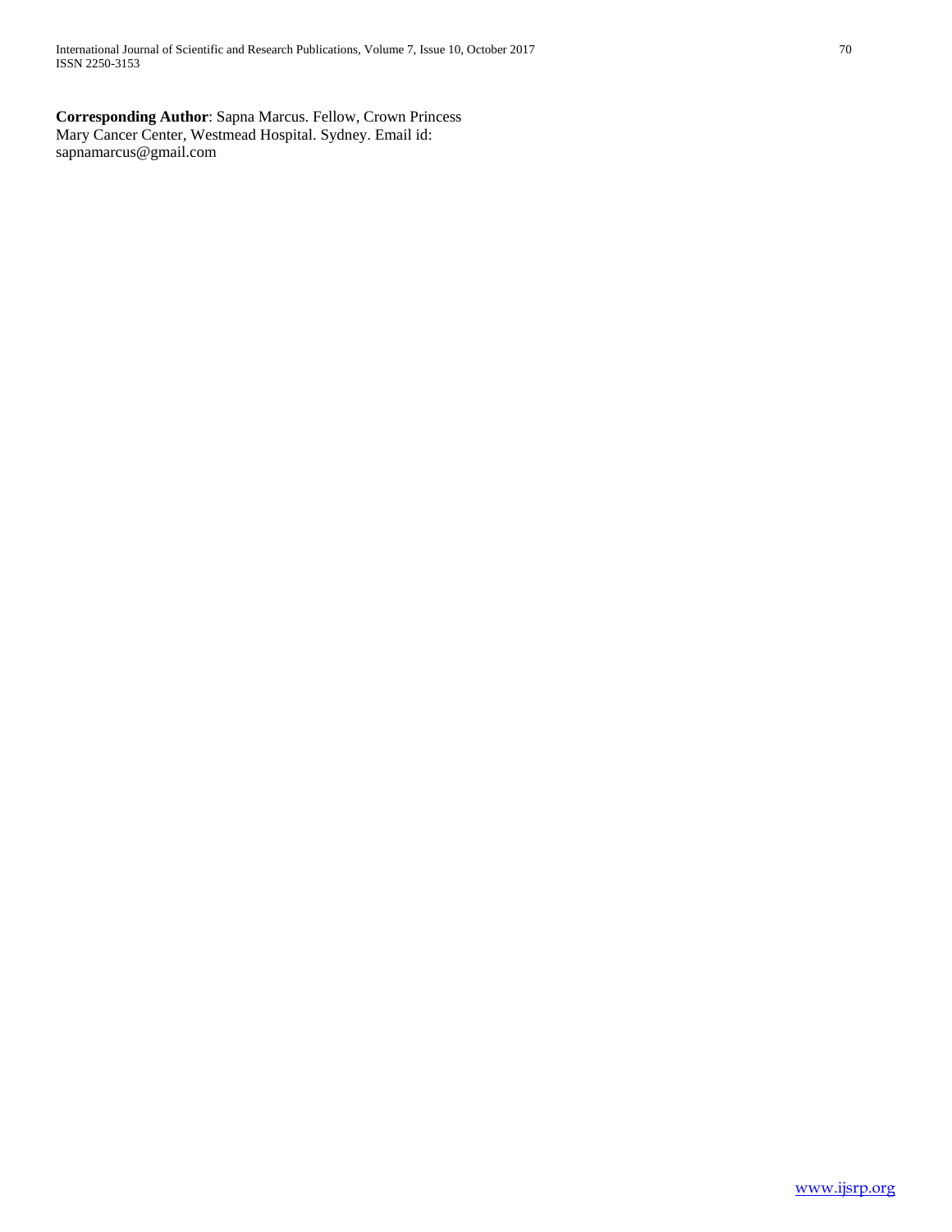**Corresponding Author**: Sapna Marcus. Fellow, Crown Princess Mary Cancer Center, Westmead Hospital. Sydney. Email id: sapnamarcus@gmail.com